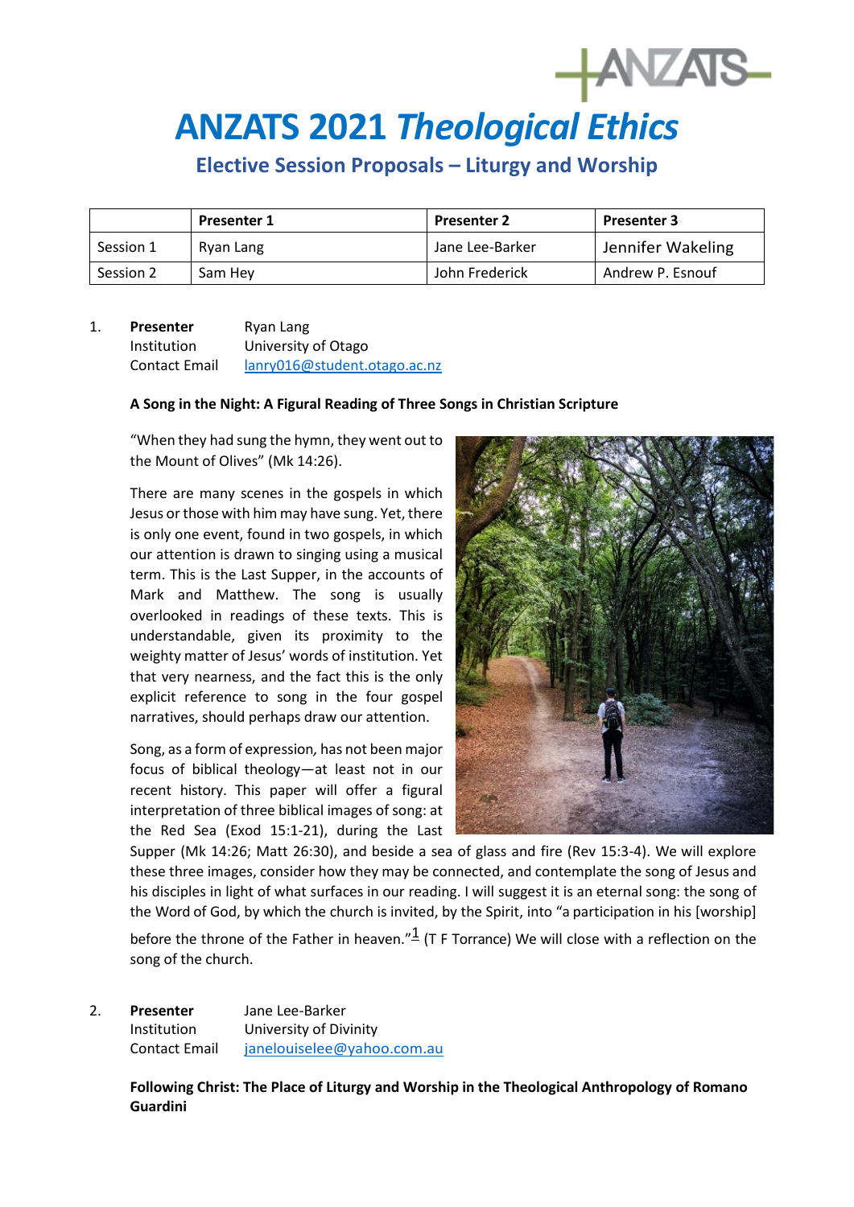# ANZATS 2021 *Theological Ethics*

## Elective Session Proposals – Liturgy and Worship

| | Presenter 1 | Presenter 2 | Presenter 3 |
|---|---|---|---|
| Session 1 | Ryan Lang | Jane Lee-Barker | Jennifer Wakeling |
| Session 2 | Sam Hey | John Frederick | Andrew P. Esnouf |

1. **Presenter** Ryan Lang
   Institution University of Otago
   Contact Email lanry016@student.otago.ac.nz

**A Song in the Night: A Figural Reading of Three Songs in Christian Scripture**

"When they had sung the hymn, they went out to the Mount of Olives" (Mk 14:26).

There are many scenes in the gospels in which Jesus or those with him may have sung. Yet, there is only one event, found in two gospels, in which our attention is drawn to singing using a musical term. This is the Last Supper, in the accounts of Mark and Matthew. The song is usually overlooked in readings of these texts. This is understandable, given its proximity to the weighty matter of Jesus' words of institution. Yet that very nearness, and the fact this is the only explicit reference to song in the four gospel narratives, should perhaps draw our attention.

Song, as a form of expression, has not been major focus of biblical theology—at least not in our recent history. This paper will offer a figural interpretation of three biblical images of song: at the Red Sea (Exod 15:1-21), during the Last Supper (Mk 14:26; Matt 26:30), and beside a sea of glass and fire (Rev 15:3-4). We will explore these three images, consider how they may be connected, and contemplate the song of Jesus and his disciples in light of what surfaces in our reading. I will suggest it is an eternal song: the song of the Word of God, by which the church is invited, by the Spirit, into "a participation in his [worship] before the throne of the Father in heaven."[1] (T F Torrance) We will close with a reflection on the song of the church.

2. **Presenter** Jane Lee-Barker
   Institution University of Divinity
   Contact Email janelouiselee@yahoo.com.au

**Following Christ: The Place of Liturgy and Worship in the Theological Anthropology of Romano Guardini**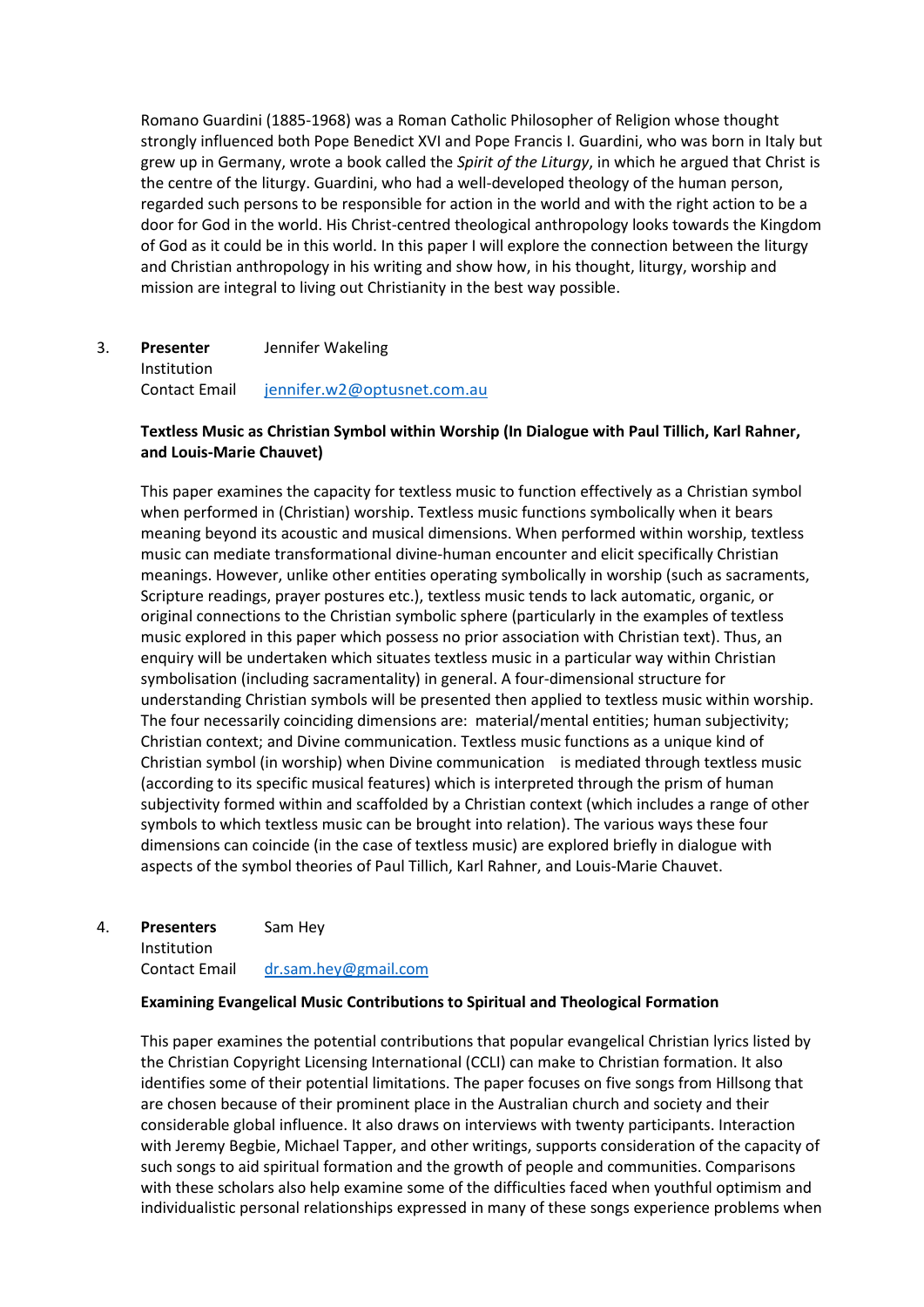Romano Guardini (1885-1968) was a Roman Catholic Philosopher of Religion whose thought strongly influenced both Pope Benedict XVI and Pope Francis I. Guardini, who was born in Italy but grew up in Germany, wrote a book called the *Spirit of the Liturgy*, in which he argued that Christ is the centre of the liturgy. Guardini, who had a well-developed theology of the human person, regarded such persons to be responsible for action in the world and with the right action to be a door for God in the world. His Christ-centred theological anthropology looks towards the Kingdom of God as it could be in this world. In this paper I will explore the connection between the liturgy and Christian anthropology in his writing and show how, in his thought, liturgy, worship and mission are integral to living out Christianity in the best way possible.

3. **Presenter** Jennifer Wakeling
   Institution
   Contact Email [jennifer.w2@optusnet.com.au](mailto:jennifer.w2@optusnet.com.au)

   **Textless Music as Christian Symbol within Worship (In Dialogue with Paul Tillich, Karl Rahner, and Louis-Marie Chauvet)**

   This paper examines the capacity for textless music to function effectively as a Christian symbol when performed in (Christian) worship. Textless music functions symbolically when it bears meaning beyond its acoustic and musical dimensions. When performed within worship, textless music can mediate transformational divine-human encounter and elicit specifically Christian meanings. However, unlike other entities operating symbolically in worship (such as sacraments, Scripture readings, prayer postures etc.), textless music tends to lack automatic, organic, or original connections to the Christian symbolic sphere (particularly in the examples of textless music explored in this paper which possess no prior association with Christian text). Thus, an enquiry will be undertaken which situates textless music in a particular way within Christian symbolisation (including sacramentality) in general. A four-dimensional structure for understanding Christian symbols will be presented then applied to textless music within worship. The four necessarily coinciding dimensions are: material/mental entities; human subjectivity; Christian context; and Divine communication. Textless music functions as a unique kind of Christian symbol (in worship) when Divine communication is mediated through textless music (according to its specific musical features) which is interpreted through the prism of human subjectivity formed within and scaffolded by a Christian context (which includes a range of other symbols to which textless music can be brought into relation). The various ways these four dimensions can coincide (in the case of textless music) are explored briefly in dialogue with aspects of the symbol theories of Paul Tillich, Karl Rahner, and Louis-Marie Chauvet.

4. **Presenters** Sam Hey
   Institution
   Contact Email [dr.sam.hey@gmail.com](mailto:dr.sam.hey@gmail.com)

   **Examining Evangelical Music Contributions to Spiritual and Theological Formation**

   This paper examines the potential contributions that popular evangelical Christian lyrics listed by the Christian Copyright Licensing International (CCLI) can make to Christian formation. It also identifies some of their potential limitations. The paper focuses on five songs from Hillsong that are chosen because of their prominent place in the Australian church and society and their considerable global influence. It also draws on interviews with twenty participants. Interaction with Jeremy Begbie, Michael Tapper, and other writings, supports consideration of the capacity of such songs to aid spiritual formation and the growth of people and communities. Comparisons with these scholars also help examine some of the difficulties faced when youthful optimism and individualistic personal relationships expressed in many of these songs experience problems when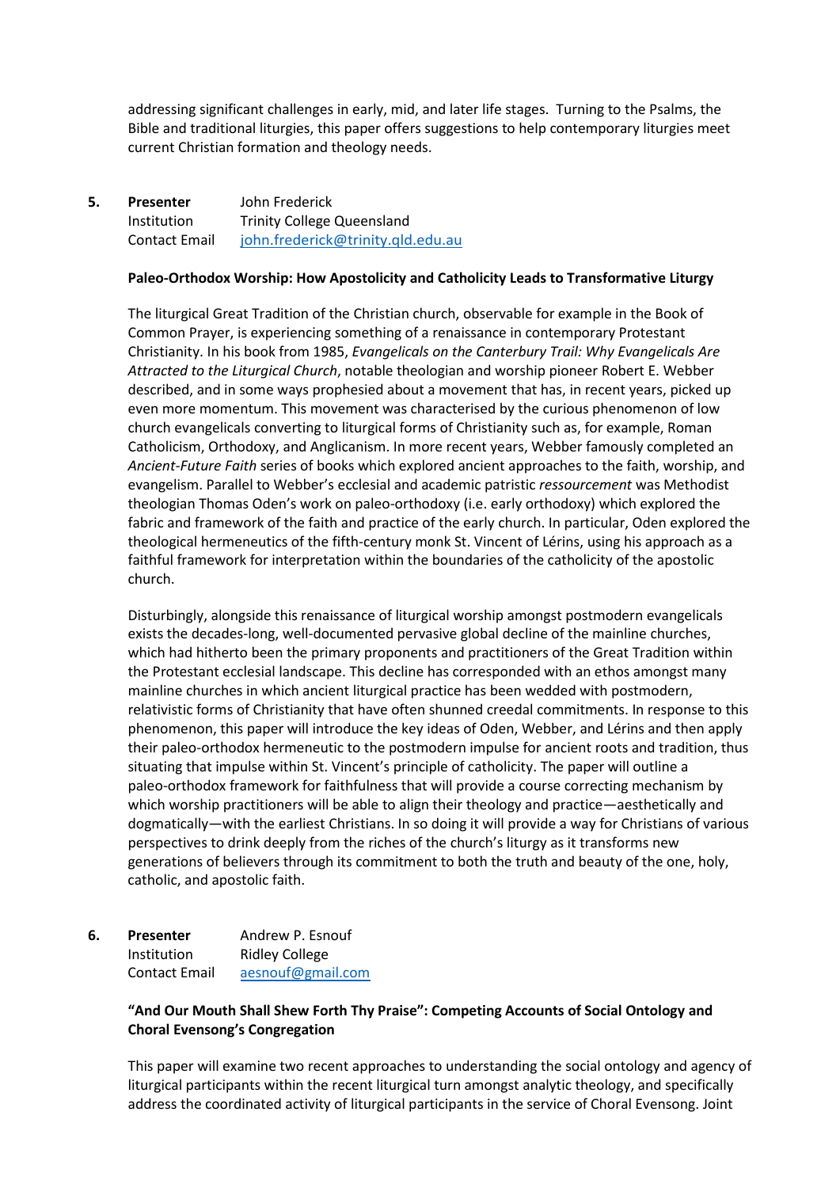addressing significant challenges in early, mid, and later life stages. Turning to the Psalms, the Bible and traditional liturgies, this paper offers suggestions to help contemporary liturgies meet current Christian formation and theology needs.

5. **Presenter** John Frederick
   Institution Trinity College Queensland
   Contact Email [john.frederick@trinity.qld.edu.au](mailto:john.frederick@trinity.qld.edu.au)

**Paleo-Orthodox Worship: How Apostolicity and Catholicity Leads to Transformative Liturgy**

The liturgical Great Tradition of the Christian church, observable for example in the Book of Common Prayer, is experiencing something of a renaissance in contemporary Protestant Christianity. In his book from 1985, *Evangelicals on the Canterbury Trail: Why Evangelicals Are Attracted to the Liturgical Church*, notable theologian and worship pioneer Robert E. Webber described, and in some ways prophesied about a movement that has, in recent years, picked up even more momentum. This movement was characterised by the curious phenomenon of low church evangelicals converting to liturgical forms of Christianity such as, for example, Roman Catholicism, Orthodoxy, and Anglicanism. In more recent years, Webber famously completed an *Ancient-Future Faith* series of books which explored ancient approaches to the faith, worship, and evangelism. Parallel to Webber's ecclesial and academic patristic *ressourcement* was Methodist theologian Thomas Oden's work on paleo-orthodoxy (i.e. early orthodoxy) which explored the fabric and framework of the faith and practice of the early church. In particular, Oden explored the theological hermeneutics of the fifth-century monk St. Vincent of Lérins, using his approach as a faithful framework for interpretation within the boundaries of the catholicity of the apostolic church.

Disturbingly, alongside this renaissance of liturgical worship amongst postmodern evangelicals exists the decades-long, well-documented pervasive global decline of the mainline churches, which had hitherto been the primary proponents and practitioners of the Great Tradition within the Protestant ecclesial landscape. This decline has corresponded with an ethos amongst many mainline churches in which ancient liturgical practice has been wedded with postmodern, relativistic forms of Christianity that have often shunned creedal commitments. In response to this phenomenon, this paper will introduce the key ideas of Oden, Webber, and Lérins and then apply their paleo-orthodox hermeneutic to the postmodern impulse for ancient roots and tradition, thus situating that impulse within St. Vincent's principle of catholicity. The paper will outline a paleo-orthodox framework for faithfulness that will provide a course correcting mechanism by which worship practitioners will be able to align their theology and practice—aesthetically and dogmatically—with the earliest Christians. In so doing it will provide a way for Christians of various perspectives to drink deeply from the riches of the church's liturgy as it transforms new generations of believers through its commitment to both the truth and beauty of the one, holy, catholic, and apostolic faith.

6. **Presenter** Andrew P. Esnouf
   Institution Ridley College
   Contact Email [aesnouf@gmail.com](mailto:aesnouf@gmail.com)

**"And Our Mouth Shall Shew Forth Thy Praise": Competing Accounts of Social Ontology and Choral Evensong's Congregation**

This paper will examine two recent approaches to understanding the social ontology and agency of liturgical participants within the recent liturgical turn amongst analytic theology, and specifically address the coordinated activity of liturgical participants in the service of Choral Evensong. Joint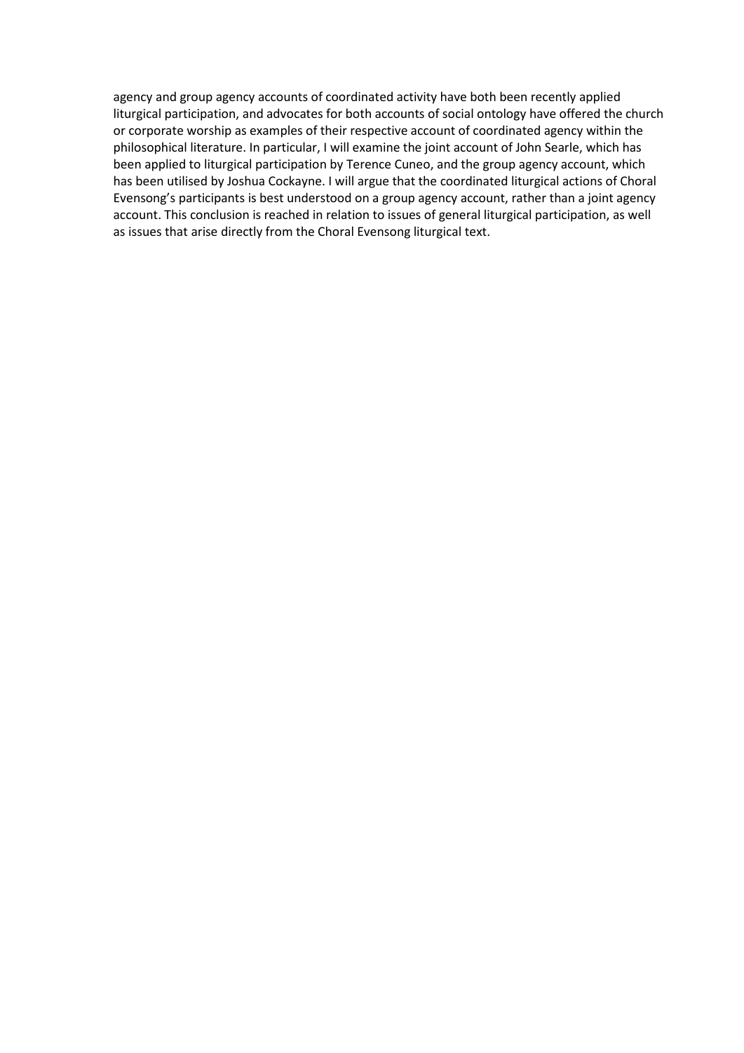agency and group agency accounts of coordinated activity have both been recently applied liturgical participation, and advocates for both accounts of social ontology have offered the church or corporate worship as examples of their respective account of coordinated agency within the philosophical literature. In particular, I will examine the joint account of John Searle, which has been applied to liturgical participation by Terence Cuneo, and the group agency account, which has been utilised by Joshua Cockayne. I will argue that the coordinated liturgical actions of Choral Evensong's participants is best understood on a group agency account, rather than a joint agency account. This conclusion is reached in relation to issues of general liturgical participation, as well as issues that arise directly from the Choral Evensong liturgical text.